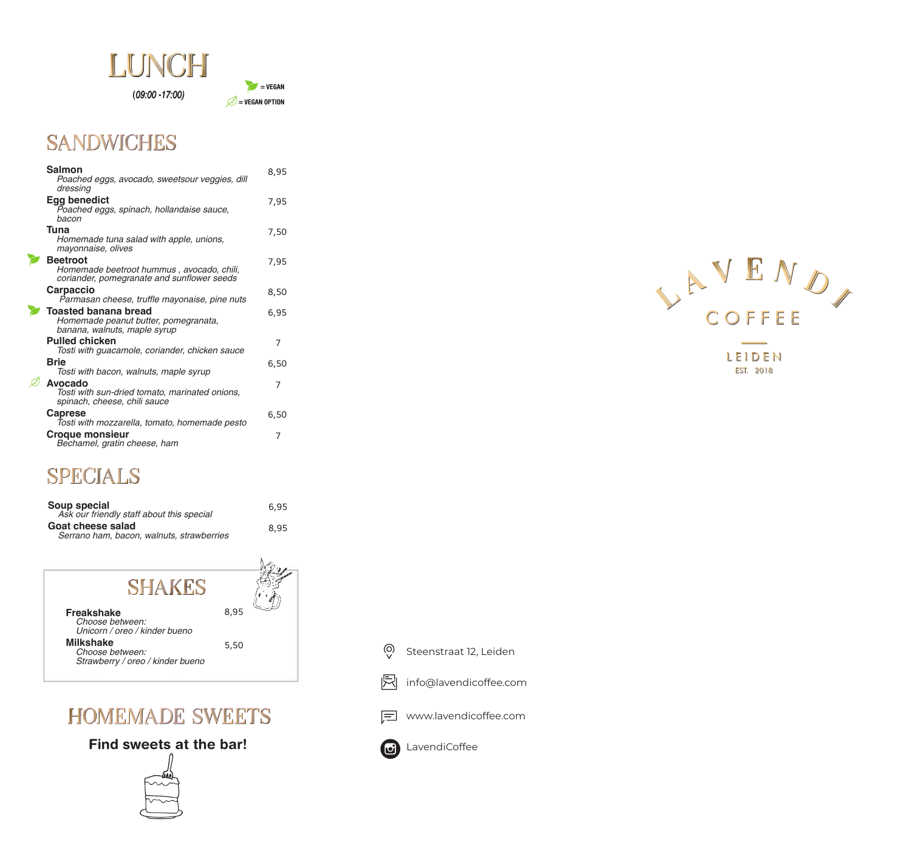# LUNCH

(09:00 - 17:00)

🌿 = VEGAN
🍃 = VEGAN OPTION

## SANDWICHES

| Item | Price |
| --- | --- |
| **Salmon** <br> *Poached eggs, avocado, sweetsour veggies, dill dressing* | 8,95 |
| **Egg benedict** <br> *Poached eggs, spinach, hollandaise sauce, bacon* | 7,95 |
| **Tuna** <br> *Homemade tuna salad with apple, unions, mayonnaise, olives* | 7,50 |
| 🌿 **Beetroot** <br> *Homemade beetroot hummus , avocado, chili, coriander, pomegranate and sunflower seeds* | 7,95 |
| **Carpaccio** <br> *Parmasan cheese, truffle mayonaise, pine nuts* | 8,50 |
| 🌿 **Toasted banana bread** <br> *Homemade peanut butter, pomegranata, banana, walnuts, maple syrup* | 6,95 |
| **Pulled chicken** <br> *Tosti with guacamole, coriander, chicken sauce* | 7 |
| **Brie** <br> *Tosti with bacon, walnuts, maple syrup* | 6,50 |
| 🍃 **Avocado** <br> *Tosti with sun-dried tomato, marinated onions, spinach, cheese, chili sauce* | 7 |
| **Caprese** <br> *Tosti with mozzarella, tomato, homemade pesto* | 6,50 |
| **Croque monsieur** <br> *Bechamel, gratin cheese, ham* | 7 |

## SPECIALS

| Item | Price |
| --- | --- |
| **Soup special** <br> *Ask our friendly staff about this special* | 6,95 |
| **Goat cheese salad** <br> *Serrano ham, bacon, walnuts, strawberries* | 8,95 |

## SHAKES

| Item | Price |
| --- | --- |
| **Freakshake** <br> *Choose between: Unicorn / oreo / kinder bueno* | 8,95 |
| **Milkshake** <br> *Choose between: Strawberry / oreo / kinder bueno* | 5,50 |

## HOMEMADE SWEETS

**Find sweets at the bar!**

LAVENDI COFFEE

LEIDEN

EST. 2018

Steenstraat 12, Leiden

info@lavendicoffee.com

www.lavendicoffee.com

LavendiCoffee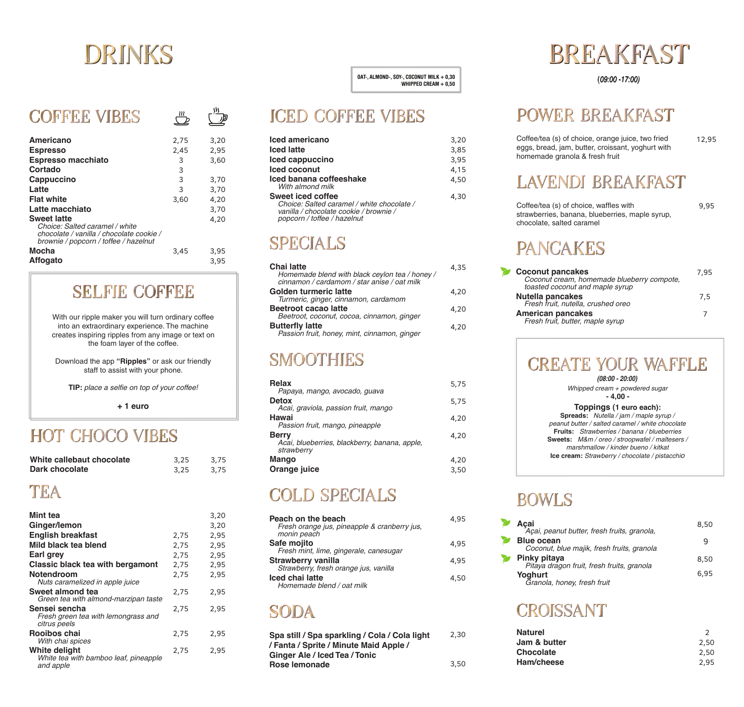# DRINKS

OAT-, ALMOND-, SOY-, COCONUT MILK + 0,30
WHIPPED CREAM + 0,50

## COFFEE VIBES

| | Small | Large |
|---|---|---|
| **Americano** | 2,75 | 3,20 |
| **Espresso** | 2,45 | 2,95 |
| **Espresso macchiato** | 3 | 3,60 |
| **Cortado** | 3 | |
| **Cappuccino** | 3 | 3,70 |
| **Latte** | 3 | 3,70 |
| **Flat white** | 3,60 | 4,20 |
| **Latte macchiato** | | 3,70 |
| **Sweet latte** *Choice: Salted caramel / white chocolate / vanilla / chocolate cookie / brownie / popcorn / toffee / hazelnut* | | 4,20 |
| **Mocha** | 3,45 | 3,95 |
| **Affogato** | | 3,95 |

## SELFIE COFFEE

With our ripple maker you will turn ordinary coffee into an extraordinary experience. The machine creates inspiring ripples from any image or text on the foam layer of the coffee.

Download the app **"Ripples"** or ask our friendly staff to assist with your phone.

**TIP:** *place a selfie on top of your coffee!*

**+ 1 euro**

## HOT CHOCO VIBES

| | Small | Large |
|---|---|---|
| **White callebaut chocolate** | 3,25 | 3,75 |
| **Dark chocolate** | 3,25 | 3,75 |

## TEA

| | Small | Large |
|---|---|---|
| **Mint tea** | | 3,20 |
| **Ginger/lemon** | | 3,20 |
| **English breakfast** | 2,75 | 2,95 |
| **Mild black tea blend** | 2,75 | 2,95 |
| **Earl grey** | 2,75 | 2,95 |
| **Classic black tea with bergamont** | 2,75 | 2,95 |
| **Notendroom** *Nuts caramelized in apple juice* | 2,75 | 2,95 |
| **Sweet almond tea** *Green tea with almond-marzipan taste* | 2,75 | 2,95 |
| **Sensei sencha** *Fresh green tea with lemongrass and citrus peels* | 2,75 | 2,95 |
| **Rooibos chai** *With chai spices* | 2,75 | 2,95 |
| **White delight** *White tea with bamboo leaf, pineapple and apple* | 2,75 | 2,95 |

## ICED COFFEE VIBES

| | |
|---|---|
| **Iced americano** | 3,20 |
| **Iced latte** | 3,85 |
| **Iced cappuccino** | 3,95 |
| **Iced coconut** | 4,15 |
| **Iced banana coffeeshake** *With almond milk* | 4,50 |
| **Sweet iced coffee** *Choice: Salted caramel / white chocolate / vanilla / chocolate cookie / brownie / popcorn / toffee / hazelnut* | 4,30 |

## SPECIALS

| | |
|---|---|
| **Chai latte** *Homemade blend with black ceylon tea / honey / cinnamon / cardamom / star anise / oat milk* | 4,35 |
| **Golden turmeric latte** *Turmeric, ginger, cinnamon, cardamom* | 4,20 |
| **Beetroot cacao latte** *Beetroot, coconut, cocoa, cinnamon, ginger* | 4,20 |
| **Butterfly latte** *Passion fruit, honey, mint, cinnamon, ginger* | 4,20 |

## SMOOTHIES

| | |
|---|---|
| **Relax** *Papaya, mango, avocado, guava* | 5,75 |
| **Detox** *Acai, graviola, passion fruit, mango* | 5,75 |
| **Hawai** *Passion fruit, mango, pineapple* | 4,20 |
| **Berry** *Acai, blueberries, blackberry, banana, apple, strawberry* | 4,20 |
| **Mango** | 4,20 |
| **Orange juice** | 3,50 |

## COLD SPECIALS

| | |
|---|---|
| **Peach on the beach** *Fresh orange jus, pineapple & cranberry jus, monin peach* | 4,95 |
| **Safe mojito** *Fresh mint, lime, gingerale, canesugar* | 4,95 |
| **Strawberry vanilla** *Strawberry, fresh orange jus, vanilla* | 4,95 |
| **Iced chai latte** *Homemade blend / oat milk* | 4,50 |

## SODA

| | |
|---|---|
| **Spa still / Spa sparkling / Cola / Cola light / Fanta / Sprite / Minute Maid Apple / Ginger Ale / Iced Tea / Tonic** | 2,30 |
| **Rose lemonade** | 3,50 |

# BREAKFAST

*(09:00 -17:00)*

## POWER BREAKFAST

Coffee/tea (s) of choice, orange juice, two fried eggs, bread, jam, butter, croissant, yoghurt with homemade granola & fresh fruit — 12,95

## LAVENDI BREAKFAST

Coffee/tea (s) of choice, waffles with strawberries, banana, blueberries, maple syrup, chocolate, salted caramel — 9,95

## PANCAKES

| | |
|---|---|
| **Coconut pancakes** *Coconut cream, homemade blueberry compote, toasted coconut and maple syrup* | 7,95 |
| **Nutella pancakes** *Fresh fruit, nutella, crushed oreo* | 7,5 |
| **American pancakes** *Fresh fruit, butter, maple syrup* | 7 |

## CREATE YOUR WAFFLE

***(08:00 - 20:00)***

*Whipped cream + powdered sugar*

**- 4,00 -**

**Toppings (1 euro each):**

**Spreads:** *Nutella / jam / maple syrup / peanut butter / salted caramel / white chocolate*

**Fruits:** *Strawberries / banana / blueberries*

**Sweets:** *M&m / oreo / stroopwafel / maltesers / marshmallow / kinder bueno / kitkat*

**Ice cream:** *Strawberry / chocolate / pistacchio*

## BOWLS

| | |
|---|---|
| **Açai** *Açai, peanut butter, fresh fruits, granola,* | 8,50 |
| **Blue ocean** *Coconut, blue majik, fresh fruits, granola* | 9 |
| **Pinky pitaya** *Pitaya dragon fruit, fresh fruits, granola* | 8,50 |
| **Yoghurt** *Granola, honey, fresh fruit* | 6,95 |

## CROISSANT

| | |
|---|---|
| **Naturel** | 2 |
| **Jam & butter** | 2,50 |
| **Chocolate** | 2,50 |
| **Ham/cheese** | 2,95 |